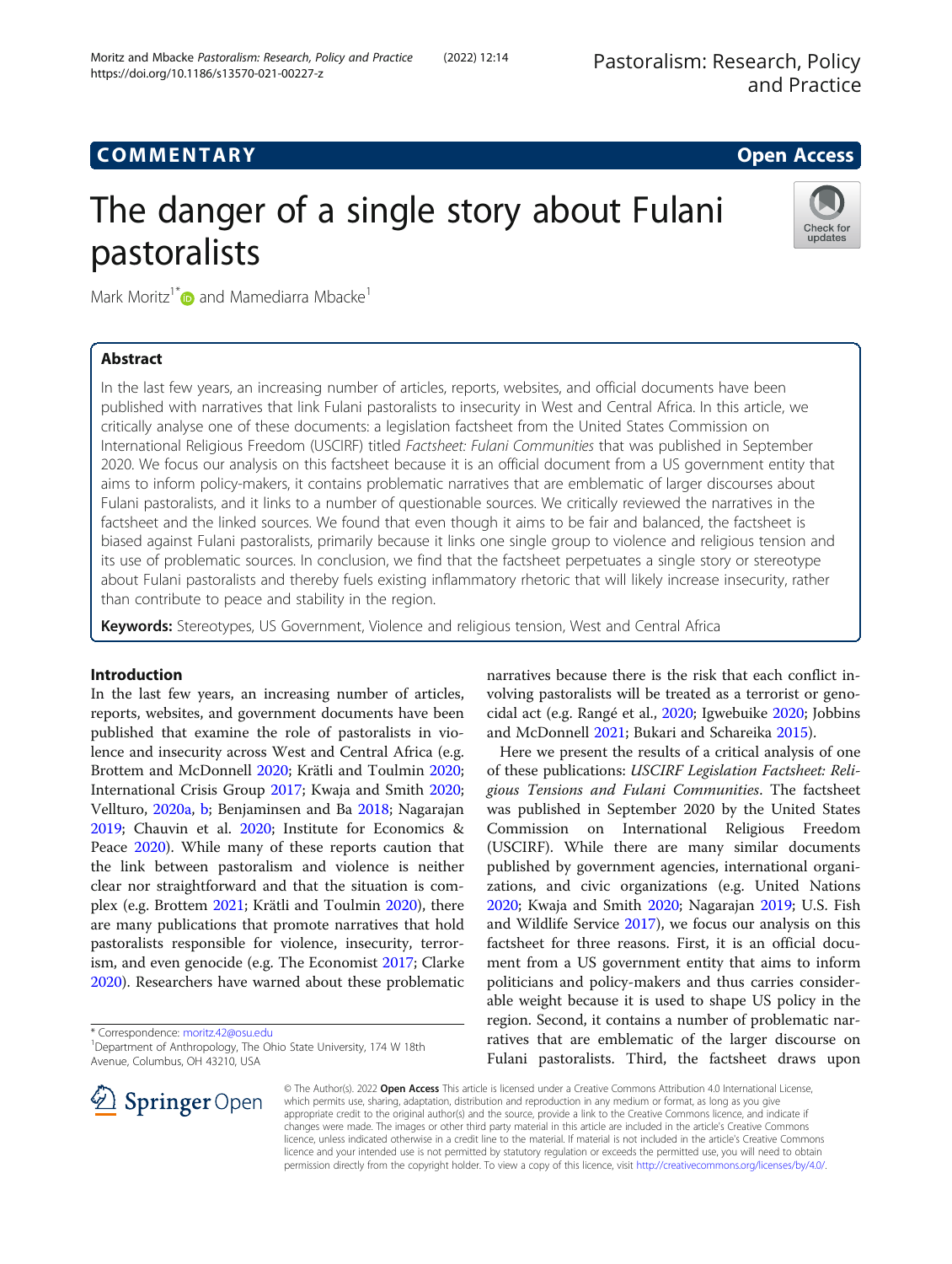COMMENTARY

Open Access

# The danger of a single story about Fulani pastoralists

Mark Moritz[1*] and Mamediarra Mbacke[1]

## Abstract

In the last few years, an increasing number of articles, reports, websites, and official documents have been published with narratives that link Fulani pastoralists to insecurity in West and Central Africa. In this article, we critically analyse one of these documents: a legislation factsheet from the United States Commission on International Religious Freedom (USCIRF) titled *Factsheet: Fulani Communities* that was published in September 2020. We focus our analysis on this factsheet because it is an official document from a US government entity that aims to inform policy-makers, it contains problematic narratives that are emblematic of larger discourses about Fulani pastoralists, and it links to a number of questionable sources. We critically reviewed the narratives in the factsheet and the linked sources. We found that even though it aims to be fair and balanced, the factsheet is biased against Fulani pastoralists, primarily because it links one single group to violence and religious tension and its use of problematic sources. In conclusion, we find that the factsheet perpetuates a single story or stereotype about Fulani pastoralists and thereby fuels existing inflammatory rhetoric that will likely increase insecurity, rather than contribute to peace and stability in the region.

**Keywords:** Stereotypes, US Government, Violence and religious tension, West and Central Africa

## Introduction

In the last few years, an increasing number of articles, reports, websites, and government documents have been published that examine the role of pastoralists in violence and insecurity across West and Central Africa (e.g. Brottem and McDonnell 2020; Krätli and Toulmin 2020; International Crisis Group 2017; Kwaja and Smith 2020; Vellturo, 2020a, b; Benjaminsen and Ba 2018; Nagarajan 2019; Chauvin et al. 2020; Institute for Economics & Peace 2020). While many of these reports caution that the link between pastoralism and violence is neither clear nor straightforward and that the situation is complex (e.g. Brottem 2021; Krätli and Toulmin 2020), there are many publications that promote narratives that hold pastoralists responsible for violence, insecurity, terrorism, and even genocide (e.g. The Economist 2017; Clarke 2020). Researchers have warned about these problematic narratives because there is the risk that each conflict involving pastoralists will be treated as a terrorist or genocidal act (e.g. Rangé et al., 2020; Igwebuike 2020; Jobbins and McDonnell 2021; Bukari and Schareika 2015).

Here we present the results of a critical analysis of one of these publications: *USCIRF Legislation Factsheet: Religious Tensions and Fulani Communities*. The factsheet was published in September 2020 by the United States Commission on International Religious Freedom (USCIRF). While there are many similar documents published by government agencies, international organizations, and civic organizations (e.g. United Nations 2020; Kwaja and Smith 2020; Nagarajan 2019; U.S. Fish and Wildlife Service 2017), we focus our analysis on this factsheet for three reasons. First, it is an official document from a US government entity that aims to inform politicians and policy-makers and thus carries considerable weight because it is used to shape US policy in the region. Second, it contains a number of problematic narratives that are emblematic of the larger discourse on Fulani pastoralists. Third, the factsheet draws upon

---

* Correspondence: moritz.42@osu.edu
[1]Department of Anthropology, The Ohio State University, 174 W 18th Avenue, Columbus, OH 43210, USA

© The Author(s). 2022 **Open Access** This article is licensed under a Creative Commons Attribution 4.0 International License, which permits use, sharing, adaptation, distribution and reproduction in any medium or format, as long as you give appropriate credit to the original author(s) and the source, provide a link to the Creative Commons licence, and indicate if changes were made. The images or other third party material in this article are included in the article's Creative Commons licence, unless indicated otherwise in a credit line to the material. If material is not included in the article's Creative Commons licence and your intended use is not permitted by statutory regulation or exceeds the permitted use, you will need to obtain permission directly from the copyright holder. To view a copy of this licence, visit http://creativecommons.org/licenses/by/4.0/.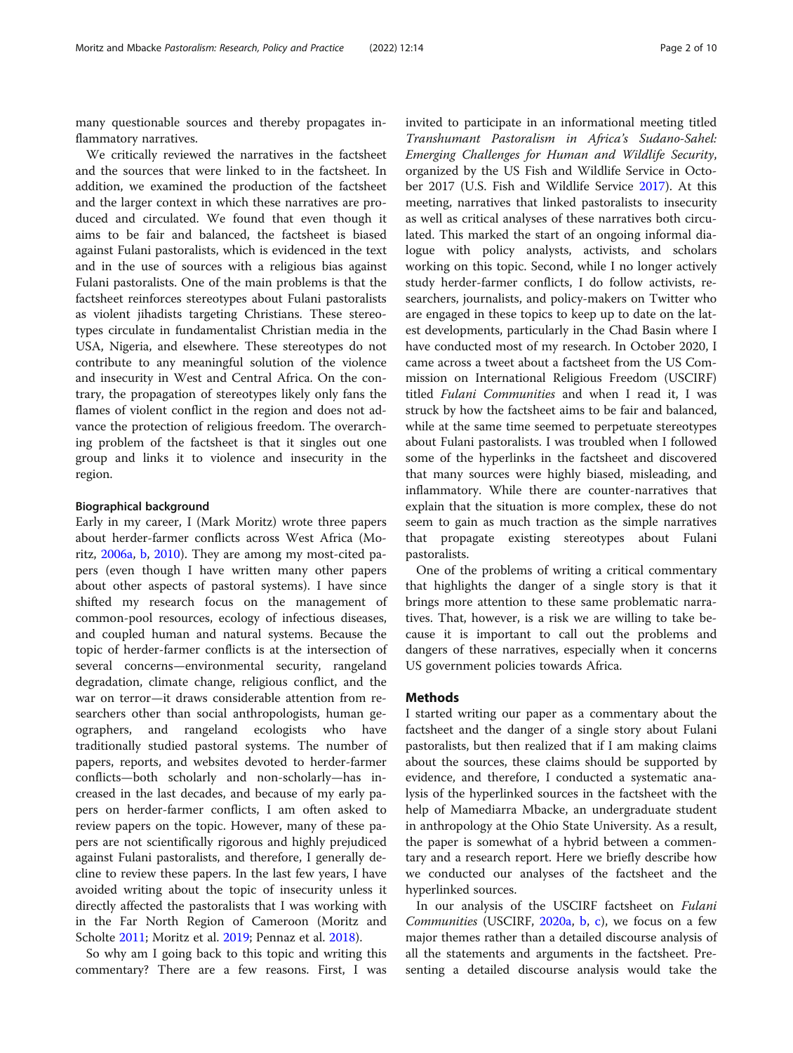many questionable sources and thereby propagates inflammatory narratives.

We critically reviewed the narratives in the factsheet and the sources that were linked to in the factsheet. In addition, we examined the production of the factsheet and the larger context in which these narratives are produced and circulated. We found that even though it aims to be fair and balanced, the factsheet is biased against Fulani pastoralists, which is evidenced in the text and in the use of sources with a religious bias against Fulani pastoralists. One of the main problems is that the factsheet reinforces stereotypes about Fulani pastoralists as violent jihadists targeting Christians. These stereotypes circulate in fundamentalist Christian media in the USA, Nigeria, and elsewhere. These stereotypes do not contribute to any meaningful solution of the violence and insecurity in West and Central Africa. On the contrary, the propagation of stereotypes likely only fans the flames of violent conflict in the region and does not advance the protection of religious freedom. The overarching problem of the factsheet is that it singles out one group and links it to violence and insecurity in the region.

### Biographical background

Early in my career, I (Mark Moritz) wrote three papers about herder-farmer conflicts across West Africa (Moritz, 2006a, b, 2010). They are among my most-cited papers (even though I have written many other papers about other aspects of pastoral systems). I have since shifted my research focus on the management of common-pool resources, ecology of infectious diseases, and coupled human and natural systems. Because the topic of herder-farmer conflicts is at the intersection of several concerns—environmental security, rangeland degradation, climate change, religious conflict, and the war on terror—it draws considerable attention from researchers other than social anthropologists, human geographers, and rangeland ecologists who have traditionally studied pastoral systems. The number of papers, reports, and websites devoted to herder-farmer conflicts—both scholarly and non-scholarly—has increased in the last decades, and because of my early papers on herder-farmer conflicts, I am often asked to review papers on the topic. However, many of these papers are not scientifically rigorous and highly prejudiced against Fulani pastoralists, and therefore, I generally decline to review these papers. In the last few years, I have avoided writing about the topic of insecurity unless it directly affected the pastoralists that I was working with in the Far North Region of Cameroon (Moritz and Scholte 2011; Moritz et al. 2019; Pennaz et al. 2018).

So why am I going back to this topic and writing this commentary? There are a few reasons. First, I was invited to participate in an informational meeting titled *Transhumant Pastoralism in Africa's Sudano-Sahel: Emerging Challenges for Human and Wildlife Security*, organized by the US Fish and Wildlife Service in October 2017 (U.S. Fish and Wildlife Service 2017). At this meeting, narratives that linked pastoralists to insecurity as well as critical analyses of these narratives both circulated. This marked the start of an ongoing informal dialogue with policy analysts, activists, and scholars working on this topic. Second, while I no longer actively study herder-farmer conflicts, I do follow activists, researchers, journalists, and policy-makers on Twitter who are engaged in these topics to keep up to date on the latest developments, particularly in the Chad Basin where I have conducted most of my research. In October 2020, I came across a tweet about a factsheet from the US Commission on International Religious Freedom (USCIRF) titled *Fulani Communities* and when I read it, I was struck by how the factsheet aims to be fair and balanced, while at the same time seemed to perpetuate stereotypes about Fulani pastoralists. I was troubled when I followed some of the hyperlinks in the factsheet and discovered that many sources were highly biased, misleading, and inflammatory. While there are counter-narratives that explain that the situation is more complex, these do not seem to gain as much traction as the simple narratives that propagate existing stereotypes about Fulani pastoralists.

One of the problems of writing a critical commentary that highlights the danger of a single story is that it brings more attention to these same problematic narratives. That, however, is a risk we are willing to take because it is important to call out the problems and dangers of these narratives, especially when it concerns US government policies towards Africa.

## Methods

I started writing our paper as a commentary about the factsheet and the danger of a single story about Fulani pastoralists, but then realized that if I am making claims about the sources, these claims should be supported by evidence, and therefore, I conducted a systematic analysis of the hyperlinked sources in the factsheet with the help of Mamediarra Mbacke, an undergraduate student in anthropology at the Ohio State University. As a result, the paper is somewhat of a hybrid between a commentary and a research report. Here we briefly describe how we conducted our analyses of the factsheet and the hyperlinked sources.

In our analysis of the USCIRF factsheet on *Fulani Communities* (USCIRF, 2020a, b, c), we focus on a few major themes rather than a detailed discourse analysis of all the statements and arguments in the factsheet. Presenting a detailed discourse analysis would take the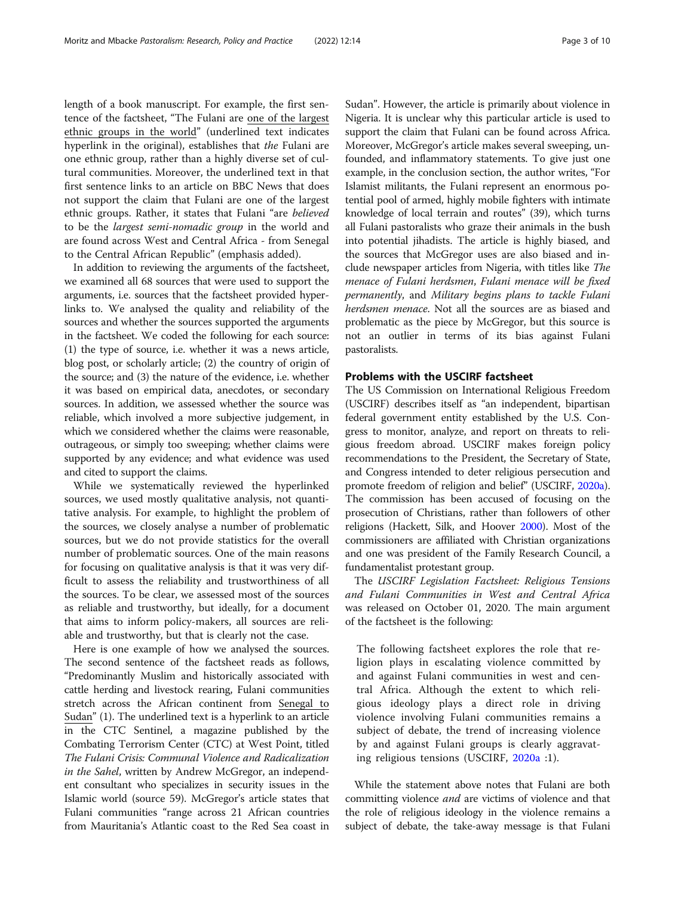length of a book manuscript. For example, the first sentence of the factsheet, "The Fulani are one of the largest ethnic groups in the world" (underlined text indicates hyperlink in the original), establishes that *the* Fulani are one ethnic group, rather than a highly diverse set of cultural communities. Moreover, the underlined text in that first sentence links to an article on BBC News that does not support the claim that Fulani are one of the largest ethnic groups. Rather, it states that Fulani "are *believed* to be the *largest semi-nomadic group* in the world and are found across West and Central Africa - from Senegal to the Central African Republic" (emphasis added).

In addition to reviewing the arguments of the factsheet, we examined all 68 sources that were used to support the arguments, i.e. sources that the factsheet provided hyperlinks to. We analysed the quality and reliability of the sources and whether the sources supported the arguments in the factsheet. We coded the following for each source: (1) the type of source, i.e. whether it was a news article, blog post, or scholarly article; (2) the country of origin of the source; and (3) the nature of the evidence, i.e. whether it was based on empirical data, anecdotes, or secondary sources. In addition, we assessed whether the source was reliable, which involved a more subjective judgement, in which we considered whether the claims were reasonable, outrageous, or simply too sweeping; whether claims were supported by any evidence; and what evidence was used and cited to support the claims.

While we systematically reviewed the hyperlinked sources, we used mostly qualitative analysis, not quantitative analysis. For example, to highlight the problem of the sources, we closely analyse a number of problematic sources, but we do not provide statistics for the overall number of problematic sources. One of the main reasons for focusing on qualitative analysis is that it was very difficult to assess the reliability and trustworthiness of all the sources. To be clear, we assessed most of the sources as reliable and trustworthy, but ideally, for a document that aims to inform policy-makers, all sources are reliable and trustworthy, but that is clearly not the case.

Here is one example of how we analysed the sources. The second sentence of the factsheet reads as follows, "Predominantly Muslim and historically associated with cattle herding and livestock rearing, Fulani communities stretch across the African continent from Senegal to Sudan" (1). The underlined text is a hyperlink to an article in the CTC Sentinel, a magazine published by the Combating Terrorism Center (CTC) at West Point, titled *The Fulani Crisis: Communal Violence and Radicalization in the Sahel*, written by Andrew McGregor, an independent consultant who specializes in security issues in the Islamic world (source 59). McGregor's article states that Fulani communities "range across 21 African countries from Mauritania's Atlantic coast to the Red Sea coast in Sudan". However, the article is primarily about violence in Nigeria. It is unclear why this particular article is used to support the claim that Fulani can be found across Africa. Moreover, McGregor's article makes several sweeping, unfounded, and inflammatory statements. To give just one example, in the conclusion section, the author writes, "For Islamist militants, the Fulani represent an enormous potential pool of armed, highly mobile fighters with intimate knowledge of local terrain and routes" (39), which turns all Fulani pastoralists who graze their animals in the bush into potential jihadists. The article is highly biased, and the sources that McGregor uses are also biased and include newspaper articles from Nigeria, with titles like *The menace of Fulani herdsmen*, *Fulani menace will be fixed permanently*, and *Military begins plans to tackle Fulani herdsmen menace*. Not all the sources are as biased and problematic as the piece by McGregor, but this source is not an outlier in terms of its bias against Fulani pastoralists.

## Problems with the USCIRF factsheet

The US Commission on International Religious Freedom (USCIRF) describes itself as "an independent, bipartisan federal government entity established by the U.S. Congress to monitor, analyze, and report on threats to religious freedom abroad. USCIRF makes foreign policy recommendations to the President, the Secretary of State, and Congress intended to deter religious persecution and promote freedom of religion and belief" (USCIRF, 2020a). The commission has been accused of focusing on the prosecution of Christians, rather than followers of other religions (Hackett, Silk, and Hoover 2000). Most of the commissioners are affiliated with Christian organizations and one was president of the Family Research Council, a fundamentalist protestant group.

The *USCIRF Legislation Factsheet: Religious Tensions and Fulani Communities in West and Central Africa* was released on October 01, 2020. The main argument of the factsheet is the following:

> The following factsheet explores the role that religion plays in escalating violence committed by and against Fulani communities in west and central Africa. Although the extent to which religious ideology plays a direct role in driving violence involving Fulani communities remains a subject of debate, the trend of increasing violence by and against Fulani groups is clearly aggravating religious tensions (USCIRF, 2020a :1).

While the statement above notes that Fulani are both committing violence *and* are victims of violence and that the role of religious ideology in the violence remains a subject of debate, the take-away message is that Fulani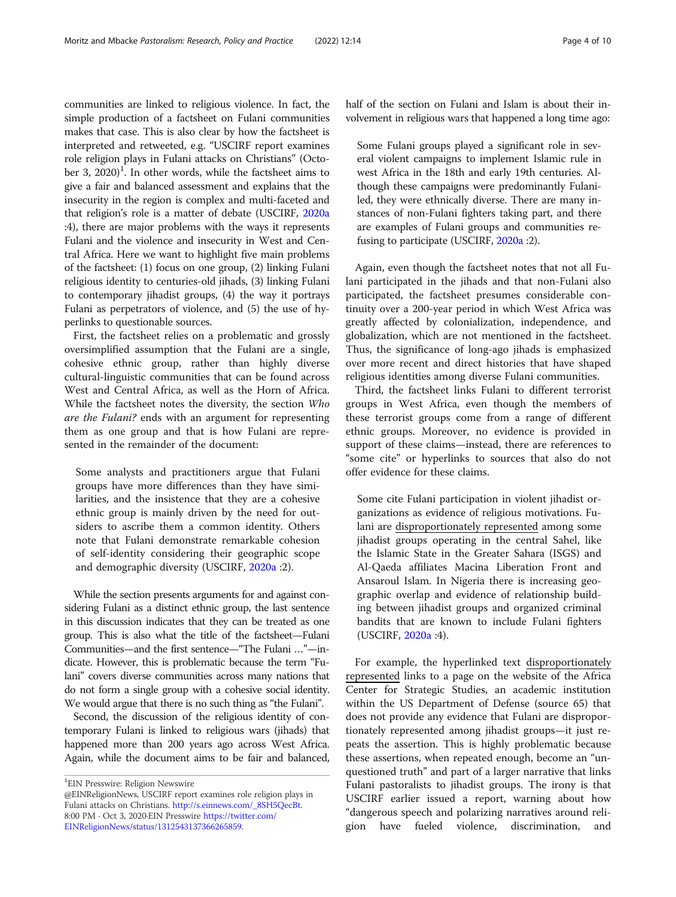communities are linked to religious violence. In fact, the simple production of a factsheet on Fulani communities makes that case. This is also clear by how the factsheet is interpreted and retweeted, e.g. "USCIRF report examines role religion plays in Fulani attacks on Christians" (October 3, 2020)[1]. In other words, while the factsheet aims to give a fair and balanced assessment and explains that the insecurity in the region is complex and multi-faceted and that religion's role is a matter of debate (USCIRF, 2020a :4), there are major problems with the ways it represents Fulani and the violence and insecurity in West and Central Africa. Here we want to highlight five main problems of the factsheet: (1) focus on one group, (2) linking Fulani religious identity to centuries-old jihads, (3) linking Fulani to contemporary jihadist groups, (4) the way it portrays Fulani as perpetrators of violence, and (5) the use of hyperlinks to questionable sources.

First, the factsheet relies on a problematic and grossly oversimplified assumption that the Fulani are a single, cohesive ethnic group, rather than highly diverse cultural-linguistic communities that can be found across West and Central Africa, as well as the Horn of Africa. While the factsheet notes the diversity, the section *Who are the Fulani?* ends with an argument for representing them as one group and that is how Fulani are represented in the remainder of the document:

> Some analysts and practitioners argue that Fulani groups have more differences than they have similarities, and the insistence that they are a cohesive ethnic group is mainly driven by the need for outsiders to ascribe them a common identity. Others note that Fulani demonstrate remarkable cohesion of self-identity considering their geographic scope and demographic diversity (USCIRF, 2020a :2).

While the section presents arguments for and against considering Fulani as a distinct ethnic group, the last sentence in this discussion indicates that they can be treated as one group. This is also what the title of the factsheet—Fulani Communities—and the first sentence—"The Fulani …"—indicate. However, this is problematic because the term "Fulani" covers diverse communities across many nations that do not form a single group with a cohesive social identity. We would argue that there is no such thing as "the Fulani".

Second, the discussion of the religious identity of contemporary Fulani is linked to religious wars (jihads) that happened more than 200 years ago across West Africa. Again, while the document aims to be fair and balanced, half of the section on Fulani and Islam is about their involvement in religious wars that happened a long time ago:

> Some Fulani groups played a significant role in several violent campaigns to implement Islamic rule in west Africa in the 18th and early 19th centuries. Although these campaigns were predominantly Fulani-led, they were ethnically diverse. There are many instances of non-Fulani fighters taking part, and there are examples of Fulani groups and communities refusing to participate (USCIRF, 2020a :2).

Again, even though the factsheet notes that not all Fulani participated in the jihads and that non-Fulani also participated, the factsheet presumes considerable continuity over a 200-year period in which West Africa was greatly affected by colonialization, independence, and globalization, which are not mentioned in the factsheet. Thus, the significance of long-ago jihads is emphasized over more recent and direct histories that have shaped religious identities among diverse Fulani communities.

Third, the factsheet links Fulani to different terrorist groups in West Africa, even though the members of these terrorist groups come from a range of different ethnic groups. Moreover, no evidence is provided in support of these claims—instead, there are references to "some cite" or hyperlinks to sources that also do not offer evidence for these claims.

> Some cite Fulani participation in violent jihadist organizations as evidence of religious motivations. Fulani are <u>disproportionately represented</u> among some jihadist groups operating in the central Sahel, like the Islamic State in the Greater Sahara (ISGS) and Al-Qaeda affiliates Macina Liberation Front and Ansaroul Islam. In Nigeria there is increasing geographic overlap and evidence of relationship building between jihadist groups and organized criminal bandits that are known to include Fulani fighters (USCIRF, 2020a :4).

For example, the hyperlinked text <u>disproportionately represented</u> links to a page on the website of the Africa Center for Strategic Studies, an academic institution within the US Department of Defense (source 65) that does not provide any evidence that Fulani are disproportionately represented among jihadist groups—it just repeats the assertion. This is highly problematic because these assertions, when repeated enough, become an "unquestioned truth" and part of a larger narrative that links Fulani pastoralists to jihadist groups. The irony is that USCIRF earlier issued a report, warning about how "dangerous speech and polarizing narratives around religion have fueled violence, discrimination, and

---

[1] EIN Presswire: Religion Newswire
@EINReligionNews, USCIRF report examines role religion plays in Fulani attacks on Christians. http://s.einnews.com/_8SH5QecBt. 8:00 PM · Oct 3, 2020·EIN Presswire https://twitter.com/EINReligionNews/status/1312543137366265859.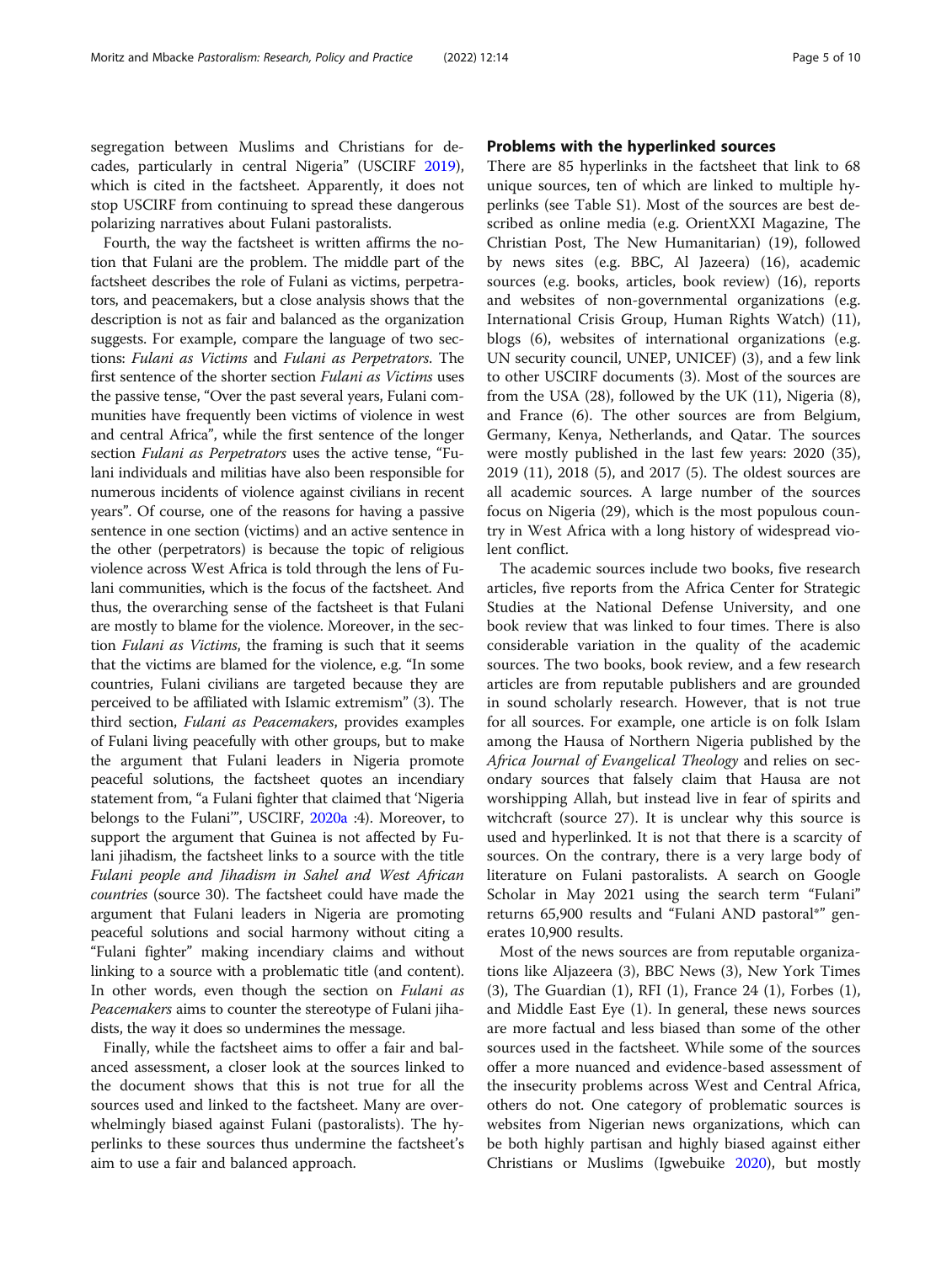segregation between Muslims and Christians for decades, particularly in central Nigeria" (USCIRF 2019), which is cited in the factsheet. Apparently, it does not stop USCIRF from continuing to spread these dangerous polarizing narratives about Fulani pastoralists.

Fourth, the way the factsheet is written affirms the notion that Fulani are the problem. The middle part of the factsheet describes the role of Fulani as victims, perpetrators, and peacemakers, but a close analysis shows that the description is not as fair and balanced as the organization suggests. For example, compare the language of two sections: *Fulani as Victims* and *Fulani as Perpetrators*. The first sentence of the shorter section *Fulani as Victims* uses the passive tense, "Over the past several years, Fulani communities have frequently been victims of violence in west and central Africa", while the first sentence of the longer section *Fulani as Perpetrators* uses the active tense, "Fulani individuals and militias have also been responsible for numerous incidents of violence against civilians in recent years". Of course, one of the reasons for having a passive sentence in one section (victims) and an active sentence in the other (perpetrators) is because the topic of religious violence across West Africa is told through the lens of Fulani communities, which is the focus of the factsheet. And thus, the overarching sense of the factsheet is that Fulani are mostly to blame for the violence. Moreover, in the section *Fulani as Victims*, the framing is such that it seems that the victims are blamed for the violence, e.g. "In some countries, Fulani civilians are targeted because they are perceived to be affiliated with Islamic extremism" (3). The third section, *Fulani as Peacemakers*, provides examples of Fulani living peacefully with other groups, but to make the argument that Fulani leaders in Nigeria promote peaceful solutions, the factsheet quotes an incendiary statement from, "a Fulani fighter that claimed that 'Nigeria belongs to the Fulani'", USCIRF, 2020a :4). Moreover, to support the argument that Guinea is not affected by Fulani jihadism, the factsheet links to a source with the title *Fulani people and Jihadism in Sahel and West African countries* (source 30). The factsheet could have made the argument that Fulani leaders in Nigeria are promoting peaceful solutions and social harmony without citing a "Fulani fighter" making incendiary claims and without linking to a source with a problematic title (and content). In other words, even though the section on *Fulani as Peacemakers* aims to counter the stereotype of Fulani jihadists, the way it does so undermines the message.

Finally, while the factsheet aims to offer a fair and balanced assessment, a closer look at the sources linked to the document shows that this is not true for all the sources used and linked to the factsheet. Many are overwhelmingly biased against Fulani (pastoralists). The hyperlinks to these sources thus undermine the factsheet's aim to use a fair and balanced approach.

## Problems with the hyperlinked sources

There are 85 hyperlinks in the factsheet that link to 68 unique sources, ten of which are linked to multiple hyperlinks (see Table S1). Most of the sources are best described as online media (e.g. OrientXXI Magazine, The Christian Post, The New Humanitarian) (19), followed by news sites (e.g. BBC, Al Jazeera) (16), academic sources (e.g. books, articles, book review) (16), reports and websites of non-governmental organizations (e.g. International Crisis Group, Human Rights Watch) (11), blogs (6), websites of international organizations (e.g. UN security council, UNEP, UNICEF) (3), and a few link to other USCIRF documents (3). Most of the sources are from the USA (28), followed by the UK (11), Nigeria (8), and France (6). The other sources are from Belgium, Germany, Kenya, Netherlands, and Qatar. The sources were mostly published in the last few years: 2020 (35), 2019 (11), 2018 (5), and 2017 (5). The oldest sources are all academic sources. A large number of the sources focus on Nigeria (29), which is the most populous country in West Africa with a long history of widespread violent conflict.

The academic sources include two books, five research articles, five reports from the Africa Center for Strategic Studies at the National Defense University, and one book review that was linked to four times. There is also considerable variation in the quality of the academic sources. The two books, book review, and a few research articles are from reputable publishers and are grounded in sound scholarly research. However, that is not true for all sources. For example, one article is on folk Islam among the Hausa of Northern Nigeria published by the *Africa Journal of Evangelical Theology* and relies on secondary sources that falsely claim that Hausa are not worshipping Allah, but instead live in fear of spirits and witchcraft (source 27). It is unclear why this source is used and hyperlinked. It is not that there is a scarcity of sources. On the contrary, there is a very large body of literature on Fulani pastoralists. A search on Google Scholar in May 2021 using the search term "Fulani" returns 65,900 results and "Fulani AND pastoral*" generates 10,900 results.

Most of the news sources are from reputable organizations like Aljazeera (3), BBC News (3), New York Times (3), The Guardian (1), RFI (1), France 24 (1), Forbes (1), and Middle East Eye (1). In general, these news sources are more factual and less biased than some of the other sources used in the factsheet. While some of the sources offer a more nuanced and evidence-based assessment of the insecurity problems across West and Central Africa, others do not. One category of problematic sources is websites from Nigerian news organizations, which can be both highly partisan and highly biased against either Christians or Muslims (Igwebuike 2020), but mostly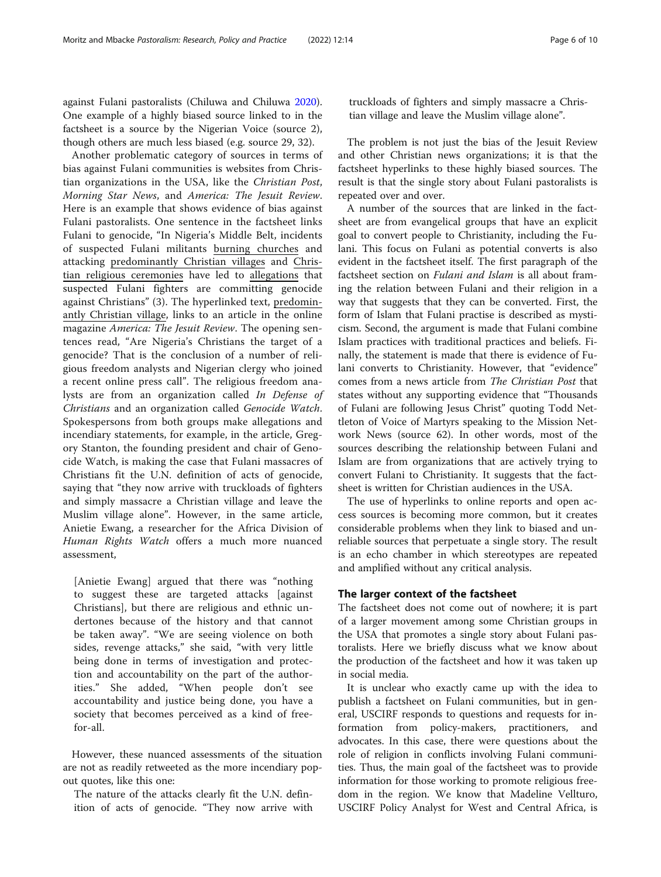against Fulani pastoralists (Chiluwa and Chiluwa 2020). One example of a highly biased source linked to in the factsheet is a source by the Nigerian Voice (source 2), though others are much less biased (e.g. source 29, 32).

Another problematic category of sources in terms of bias against Fulani communities is websites from Christian organizations in the USA, like the *Christian Post*, *Morning Star News*, and *America: The Jesuit Review*. Here is an example that shows evidence of bias against Fulani pastoralists. One sentence in the factsheet links Fulani to genocide, "In Nigeria's Middle Belt, incidents of suspected Fulani militants burning churches and attacking predominantly Christian villages and Christian religious ceremonies have led to allegations that suspected Fulani fighters are committing genocide against Christians" (3). The hyperlinked text, predominantly Christian village, links to an article in the online magazine *America: The Jesuit Review*. The opening sentences read, "Are Nigeria's Christians the target of a genocide? That is the conclusion of a number of religious freedom analysts and Nigerian clergy who joined a recent online press call". The religious freedom analysts are from an organization called *In Defense of Christians* and an organization called *Genocide Watch*. Spokespersons from both groups make allegations and incendiary statements, for example, in the article, Gregory Stanton, the founding president and chair of Genocide Watch, is making the case that Fulani massacres of Christians fit the U.N. definition of acts of genocide, saying that "they now arrive with truckloads of fighters and simply massacre a Christian village and leave the Muslim village alone". However, in the same article, Anietie Ewang, a researcher for the Africa Division of *Human Rights Watch* offers a much more nuanced assessment,

> [Anietie Ewang] argued that there was "nothing to suggest these are targeted attacks [against Christians], but there are religious and ethnic undertones because of the history and that cannot be taken away". "We are seeing violence on both sides, revenge attacks," she said, "with very little being done in terms of investigation and protection and accountability on the part of the authorities." She added, "When people don't see accountability and justice being done, you have a society that becomes perceived as a kind of free-for-all.

However, these nuanced assessments of the situation are not as readily retweeted as the more incendiary pop-out quotes, like this one:

> The nature of the attacks clearly fit the U.N. definition of acts of genocide. "They now arrive with truckloads of fighters and simply massacre a Christian village and leave the Muslim village alone".

The problem is not just the bias of the Jesuit Review and other Christian news organizations; it is that the factsheet hyperlinks to these highly biased sources. The result is that the single story about Fulani pastoralists is repeated over and over.

A number of the sources that are linked in the factsheet are from evangelical groups that have an explicit goal to convert people to Christianity, including the Fulani. This focus on Fulani as potential converts is also evident in the factsheet itself. The first paragraph of the factsheet section on *Fulani and Islam* is all about framing the relation between Fulani and their religion in a way that suggests that they can be converted. First, the form of Islam that Fulani practise is described as mysticism. Second, the argument is made that Fulani combine Islam practices with traditional practices and beliefs. Finally, the statement is made that there is evidence of Fulani converts to Christianity. However, that "evidence" comes from a news article from *The Christian Post* that states without any supporting evidence that "Thousands of Fulani are following Jesus Christ" quoting Todd Nettleton of Voice of Martyrs speaking to the Mission Network News (source 62). In other words, most of the sources describing the relationship between Fulani and Islam are from organizations that are actively trying to convert Fulani to Christianity. It suggests that the factsheet is written for Christian audiences in the USA.

The use of hyperlinks to online reports and open access sources is becoming more common, but it creates considerable problems when they link to biased and unreliable sources that perpetuate a single story. The result is an echo chamber in which stereotypes are repeated and amplified without any critical analysis.

## The larger context of the factsheet

The factsheet does not come out of nowhere; it is part of a larger movement among some Christian groups in the USA that promotes a single story about Fulani pastoralists. Here we briefly discuss what we know about the production of the factsheet and how it was taken up in social media.

It is unclear who exactly came up with the idea to publish a factsheet on Fulani communities, but in general, USCIRF responds to questions and requests for information from policy-makers, practitioners, and advocates. In this case, there were questions about the role of religion in conflicts involving Fulani communities. Thus, the main goal of the factsheet was to provide information for those working to promote religious freedom in the region. We know that Madeline Vellturo, USCIRF Policy Analyst for West and Central Africa, is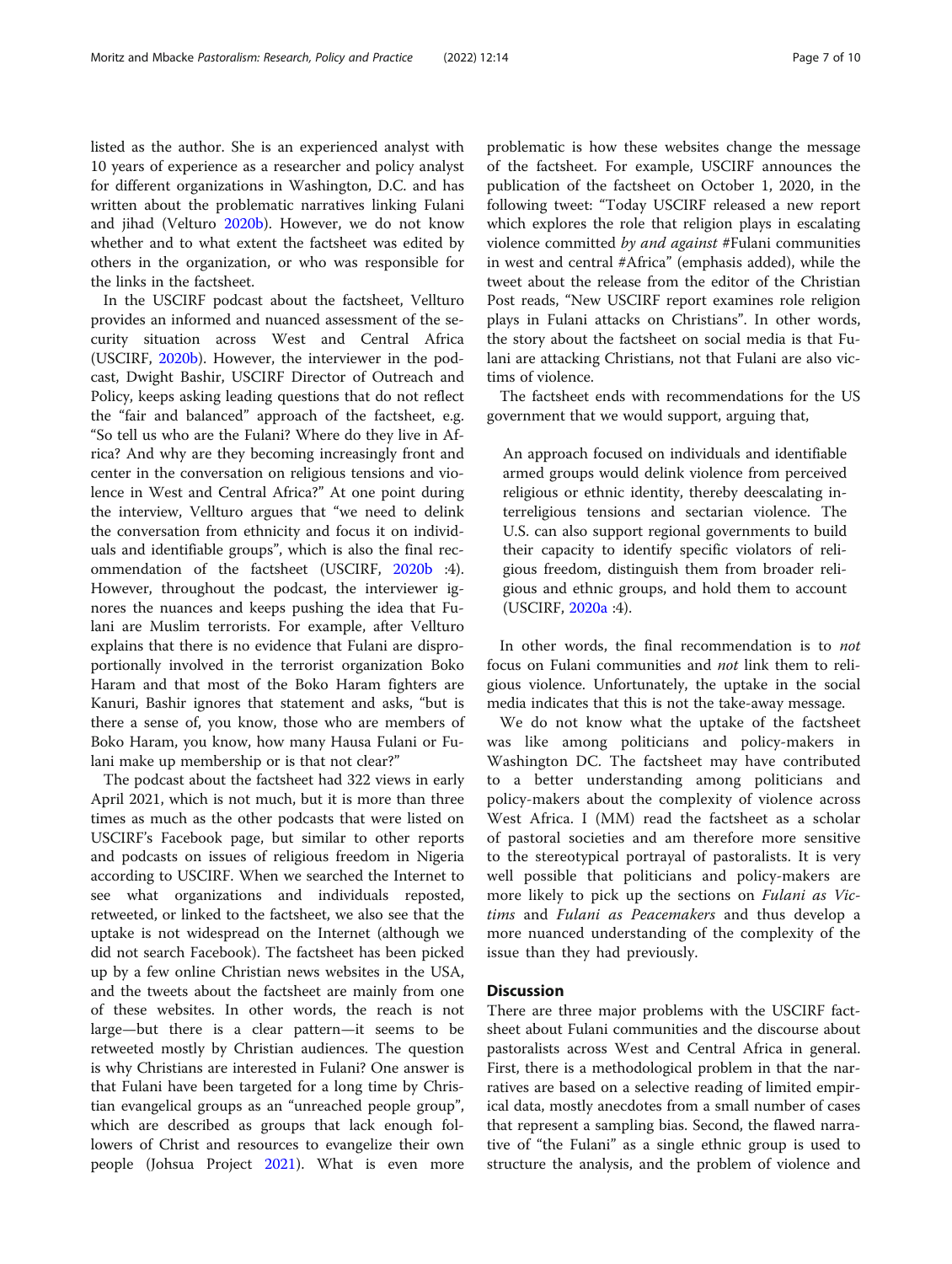listed as the author. She is an experienced analyst with 10 years of experience as a researcher and policy analyst for different organizations in Washington, D.C. and has written about the problematic narratives linking Fulani and jihad (Velturo 2020b). However, we do not know whether and to what extent the factsheet was edited by others in the organization, or who was responsible for the links in the factsheet.

In the USCIRF podcast about the factsheet, Vellturo provides an informed and nuanced assessment of the security situation across West and Central Africa (USCIRF, 2020b). However, the interviewer in the podcast, Dwight Bashir, USCIRF Director of Outreach and Policy, keeps asking leading questions that do not reflect the "fair and balanced" approach of the factsheet, e.g. "So tell us who are the Fulani? Where do they live in Africa? And why are they becoming increasingly front and center in the conversation on religious tensions and violence in West and Central Africa?" At one point during the interview, Vellturo argues that "we need to delink the conversation from ethnicity and focus it on individuals and identifiable groups", which is also the final recommendation of the factsheet (USCIRF, 2020b :4). However, throughout the podcast, the interviewer ignores the nuances and keeps pushing the idea that Fulani are Muslim terrorists. For example, after Vellturo explains that there is no evidence that Fulani are disproportionally involved in the terrorist organization Boko Haram and that most of the Boko Haram fighters are Kanuri, Bashir ignores that statement and asks, "but is there a sense of, you know, those who are members of Boko Haram, you know, how many Hausa Fulani or Fulani make up membership or is that not clear?"

The podcast about the factsheet had 322 views in early April 2021, which is not much, but it is more than three times as much as the other podcasts that were listed on USCIRF's Facebook page, but similar to other reports and podcasts on issues of religious freedom in Nigeria according to USCIRF. When we searched the Internet to see what organizations and individuals reposted, retweeted, or linked to the factsheet, we also see that the uptake is not widespread on the Internet (although we did not search Facebook). The factsheet has been picked up by a few online Christian news websites in the USA, and the tweets about the factsheet are mainly from one of these websites. In other words, the reach is not large—but there is a clear pattern—it seems to be retweeted mostly by Christian audiences. The question is why Christians are interested in Fulani? One answer is that Fulani have been targeted for a long time by Christian evangelical groups as an "unreached people group", which are described as groups that lack enough followers of Christ and resources to evangelize their own people (Johsua Project 2021). What is even more problematic is how these websites change the message of the factsheet. For example, USCIRF announces the publication of the factsheet on October 1, 2020, in the following tweet: "Today USCIRF released a new report which explores the role that religion plays in escalating violence committed *by and against* #Fulani communities in west and central #Africa" (emphasis added), while the tweet about the release from the editor of the Christian Post reads, "New USCIRF report examines role religion plays in Fulani attacks on Christians". In other words, the story about the factsheet on social media is that Fulani are attacking Christians, not that Fulani are also victims of violence.

The factsheet ends with recommendations for the US government that we would support, arguing that,

> An approach focused on individuals and identifiable armed groups would delink violence from perceived religious or ethnic identity, thereby deescalating interreligious tensions and sectarian violence. The U.S. can also support regional governments to build their capacity to identify specific violators of religious freedom, distinguish them from broader religious and ethnic groups, and hold them to account (USCIRF, 2020a :4).

In other words, the final recommendation is to *not* focus on Fulani communities and *not* link them to religious violence. Unfortunately, the uptake in the social media indicates that this is not the take-away message.

We do not know what the uptake of the factsheet was like among politicians and policy-makers in Washington DC. The factsheet may have contributed to a better understanding among politicians and policy-makers about the complexity of violence across West Africa. I (MM) read the factsheet as a scholar of pastoral societies and am therefore more sensitive to the stereotypical portrayal of pastoralists. It is very well possible that politicians and policy-makers are more likely to pick up the sections on *Fulani as Victims* and *Fulani as Peacemakers* and thus develop a more nuanced understanding of the complexity of the issue than they had previously.

## Discussion

There are three major problems with the USCIRF factsheet about Fulani communities and the discourse about pastoralists across West and Central Africa in general. First, there is a methodological problem in that the narratives are based on a selective reading of limited empirical data, mostly anecdotes from a small number of cases that represent a sampling bias. Second, the flawed narrative of "the Fulani" as a single ethnic group is used to structure the analysis, and the problem of violence and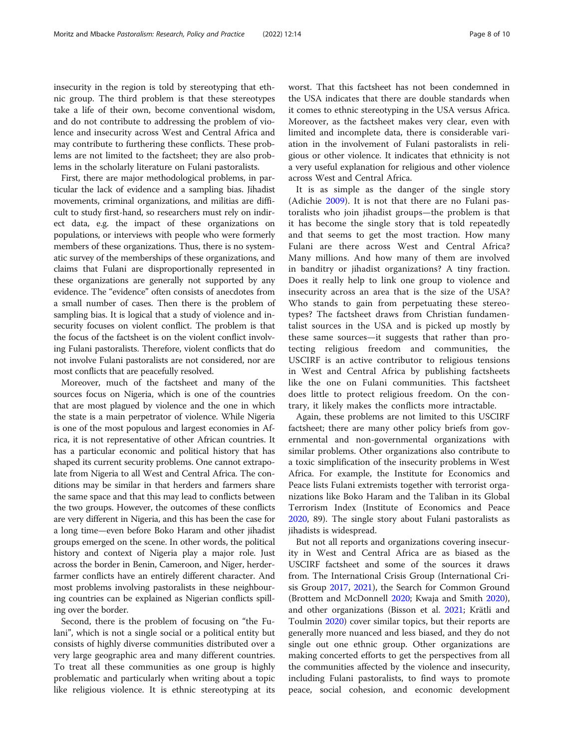insecurity in the region is told by stereotyping that ethnic group. The third problem is that these stereotypes take a life of their own, become conventional wisdom, and do not contribute to addressing the problem of violence and insecurity across West and Central Africa and may contribute to furthering these conflicts. These problems are not limited to the factsheet; they are also problems in the scholarly literature on Fulani pastoralists.

First, there are major methodological problems, in particular the lack of evidence and a sampling bias. Jihadist movements, criminal organizations, and militias are difficult to study first-hand, so researchers must rely on indirect data, e.g. the impact of these organizations on populations, or interviews with people who were formerly members of these organizations. Thus, there is no systematic survey of the memberships of these organizations, and claims that Fulani are disproportionally represented in these organizations are generally not supported by any evidence. The "evidence" often consists of anecdotes from a small number of cases. Then there is the problem of sampling bias. It is logical that a study of violence and insecurity focuses on violent conflict. The problem is that the focus of the factsheet is on the violent conflict involving Fulani pastoralists. Therefore, violent conflicts that do not involve Fulani pastoralists are not considered, nor are most conflicts that are peacefully resolved.

Moreover, much of the factsheet and many of the sources focus on Nigeria, which is one of the countries that are most plagued by violence and the one in which the state is a main perpetrator of violence. While Nigeria is one of the most populous and largest economies in Africa, it is not representative of other African countries. It has a particular economic and political history that has shaped its current security problems. One cannot extrapolate from Nigeria to all West and Central Africa. The conditions may be similar in that herders and farmers share the same space and that this may lead to conflicts between the two groups. However, the outcomes of these conflicts are very different in Nigeria, and this has been the case for a long time—even before Boko Haram and other jihadist groups emerged on the scene. In other words, the political history and context of Nigeria play a major role. Just across the border in Benin, Cameroon, and Niger, herder-farmer conflicts have an entirely different character. And most problems involving pastoralists in these neighbouring countries can be explained as Nigerian conflicts spilling over the border.

Second, there is the problem of focusing on "the Fulani", which is not a single social or a political entity but consists of highly diverse communities distributed over a very large geographic area and many different countries. To treat all these communities as one group is highly problematic and particularly when writing about a topic like religious violence. It is ethnic stereotyping at its worst. That this factsheet has not been condemned in the USA indicates that there are double standards when it comes to ethnic stereotyping in the USA versus Africa. Moreover, as the factsheet makes very clear, even with limited and incomplete data, there is considerable variation in the involvement of Fulani pastoralists in religious or other violence. It indicates that ethnicity is not a very useful explanation for religious and other violence across West and Central Africa.

It is as simple as the danger of the single story (Adichie 2009). It is not that there are no Fulani pastoralists who join jihadist groups—the problem is that it has become the single story that is told repeatedly and that seems to get the most traction. How many Fulani are there across West and Central Africa? Many millions. And how many of them are involved in banditry or jihadist organizations? A tiny fraction. Does it really help to link one group to violence and insecurity across an area that is the size of the USA? Who stands to gain from perpetuating these stereotypes? The factsheet draws from Christian fundamentalist sources in the USA and is picked up mostly by these same sources—it suggests that rather than protecting religious freedom and communities, the USCIRF is an active contributor to religious tensions in West and Central Africa by publishing factsheets like the one on Fulani communities. This factsheet does little to protect religious freedom. On the contrary, it likely makes the conflicts more intractable.

Again, these problems are not limited to this USCIRF factsheet; there are many other policy briefs from governmental and non-governmental organizations with similar problems. Other organizations also contribute to a toxic simplification of the insecurity problems in West Africa. For example, the Institute for Economics and Peace lists Fulani extremists together with terrorist organizations like Boko Haram and the Taliban in its Global Terrorism Index (Institute of Economics and Peace 2020, 89). The single story about Fulani pastoralists as jihadists is widespread.

But not all reports and organizations covering insecurity in West and Central Africa are as biased as the USCIRF factsheet and some of the sources it draws from. The International Crisis Group (International Crisis Group 2017, 2021), the Search for Common Ground (Brottem and McDonnell 2020; Kwaja and Smith 2020), and other organizations (Bisson et al. 2021; Krätli and Toulmin 2020) cover similar topics, but their reports are generally more nuanced and less biased, and they do not single out one ethnic group. Other organizations are making concerted efforts to get the perspectives from all the communities affected by the violence and insecurity, including Fulani pastoralists, to find ways to promote peace, social cohesion, and economic development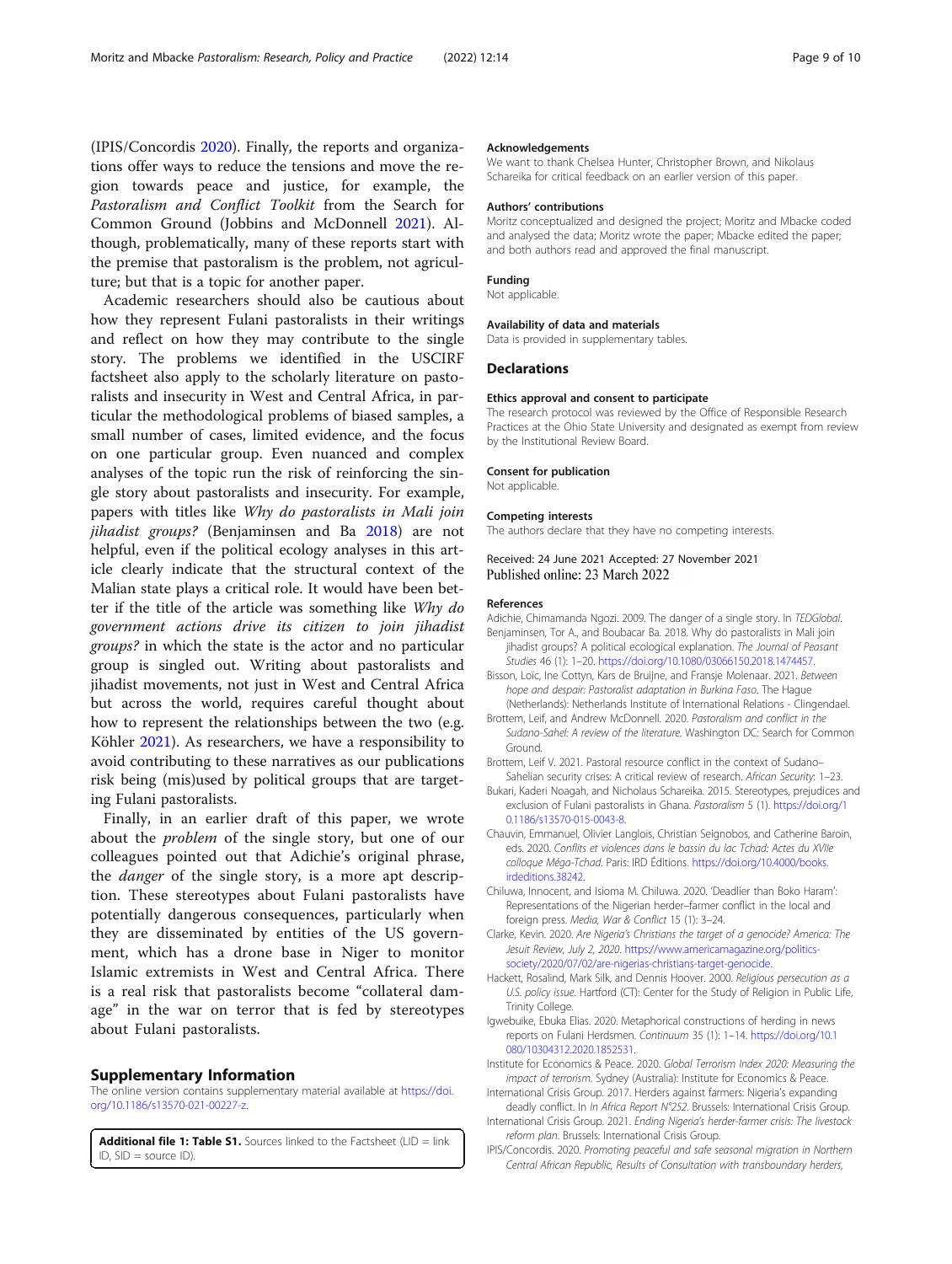(IPIS/Concordis 2020). Finally, the reports and organizations offer ways to reduce the tensions and move the region towards peace and justice, for example, the *Pastoralism and Conflict Toolkit* from the Search for Common Ground (Jobbins and McDonnell 2021). Although, problematically, many of these reports start with the premise that pastoralism is the problem, not agriculture; but that is a topic for another paper.

Academic researchers should also be cautious about how they represent Fulani pastoralists in their writings and reflect on how they may contribute to the single story. The problems we identified in the USCIRF factsheet also apply to the scholarly literature on pastoralists and insecurity in West and Central Africa, in particular the methodological problems of biased samples, a small number of cases, limited evidence, and the focus on one particular group. Even nuanced and complex analyses of the topic run the risk of reinforcing the single story about pastoralists and insecurity. For example, papers with titles like *Why do pastoralists in Mali join jihadist groups?* (Benjaminsen and Ba 2018) are not helpful, even if the political ecology analyses in this article clearly indicate that the structural context of the Malian state plays a critical role. It would have been better if the title of the article was something like *Why do government actions drive its citizen to join jihadist groups?* in which the state is the actor and no particular group is singled out. Writing about pastoralists and jihadist movements, not just in West and Central Africa but across the world, requires careful thought about how to represent the relationships between the two (e.g. Köhler 2021). As researchers, we have a responsibility to avoid contributing to these narratives as our publications risk being (mis)used by political groups that are targeting Fulani pastoralists.

Finally, in an earlier draft of this paper, we wrote about the *problem* of the single story, but one of our colleagues pointed out that Adichie's original phrase, the *danger* of the single story, is a more apt description. These stereotypes about Fulani pastoralists have potentially dangerous consequences, particularly when they are disseminated by entities of the US government, which has a drone base in Niger to monitor Islamic extremists in West and Central Africa. There is a real risk that pastoralists become "collateral damage" in the war on terror that is fed by stereotypes about Fulani pastoralists.

## Supplementary Information

The online version contains supplementary material available at https://doi.org/10.1186/s13570-021-00227-z.

**Additional file 1: Table S1.** Sources linked to the Factsheet (LID = link ID, SID = source ID).

### Acknowledgements

We want to thank Chelsea Hunter, Christopher Brown, and Nikolaus Schareika for critical feedback on an earlier version of this paper.

### Authors' contributions

Moritz conceptualized and designed the project; Moritz and Mbacke coded and analysed the data; Moritz wrote the paper; Mbacke edited the paper; and both authors read and approved the final manuscript.

### Funding

Not applicable.

### Availability of data and materials

Data is provided in supplementary tables.

## Declarations

### Ethics approval and consent to participate

The research protocol was reviewed by the Office of Responsible Research Practices at the Ohio State University and designated as exempt from review by the Institutional Review Board.

### Consent for publication

Not applicable.

### Competing interests

The authors declare that they have no competing interests.

Received: 24 June 2021 Accepted: 27 November 2021
Published online: 23 March 2022

### References

Adichie, Chimamanda Ngozi. 2009. The danger of a single story. In *TEDGlobal*.

Benjaminsen, Tor A., and Boubacar Ba. 2018. Why do pastoralists in Mali join jihadist groups? A political ecological explanation. *The Journal of Peasant Studies* 46 (1): 1–20. https://doi.org/10.1080/03066150.2018.1474457.

Bisson, Loïc, Ine Cottyn, Kars de Bruijne, and Fransje Molenaar. 2021. *Between hope and despair: Pastoralist adaptation in Burkina Faso*. The Hague (Netherlands): Netherlands Institute of International Relations - Clingendael.

Brottem, Leif, and Andrew McDonnell. 2020. *Pastoralism and conflict in the Sudano-Sahel: A review of the literature*. Washington DC: Search for Common Ground.

Brottem, Leif V. 2021. Pastoral resource conflict in the context of Sudano–Sahelian security crises: A critical review of research. *African Security*: 1–23.

Bukari, Kaderi Noagah, and Nicholaus Schareika. 2015. Stereotypes, prejudices and exclusion of Fulani pastoralists in Ghana. *Pastoralism* 5 (1). https://doi.org/10.1186/s13570-015-0043-8.

Chauvin, Emmanuel, Olivier Langlois, Christian Seignobos, and Catherine Baroin, eds. 2020. *Conflits et violences dans le bassin du lac Tchad: Actes du XVIIe colloque Méga-Tchad*. Paris: IRD Éditions. https://doi.org/10.4000/books.irdeditions.38242.

Chiluwa, Innocent, and Isioma M. Chiluwa. 2020. 'Deadlier than Boko Haram': Representations of the Nigerian herder–farmer conflict in the local and foreign press. *Media, War & Conflict* 15 (1): 3–24.

Clarke, Kevin. 2020. *Are Nigeria's Christians the target of a genocide? America: The Jesuit Review, July 2, 2020*. https://www.americamagazine.org/politics-society/2020/07/02/are-nigerias-christians-target-genocide.

Hackett, Rosalind, Mark Silk, and Dennis Hoover. 2000. *Religious persecution as a U.S. policy issue*. Hartford (CT): Center for the Study of Religion in Public Life, Trinity College.

Igwebuike, Ebuka Elias. 2020. Metaphorical constructions of herding in news reports on Fulani Herdsmen. *Continuum* 35 (1): 1–14. https://doi.org/10.1080/10304312.2020.1852531.

Institute for Economics & Peace. 2020. *Global Terrorism Index 2020: Measuring the impact of terrorism*. Sydney (Australia): Institute for Economics & Peace.

International Crisis Group. 2017. Herders against farmers: Nigeria's expanding deadly conflict. In *In Africa Report N°252*. Brussels: International Crisis Group.

International Crisis Group. 2021. *Ending Nigeria's herder-farmer crisis: The livestock reform plan*. Brussels: International Crisis Group.

IPIS/Concordis. 2020. *Promoting peaceful and safe seasonal migration in Northern Central African Republic, Results of Consultation with transboundary herders,*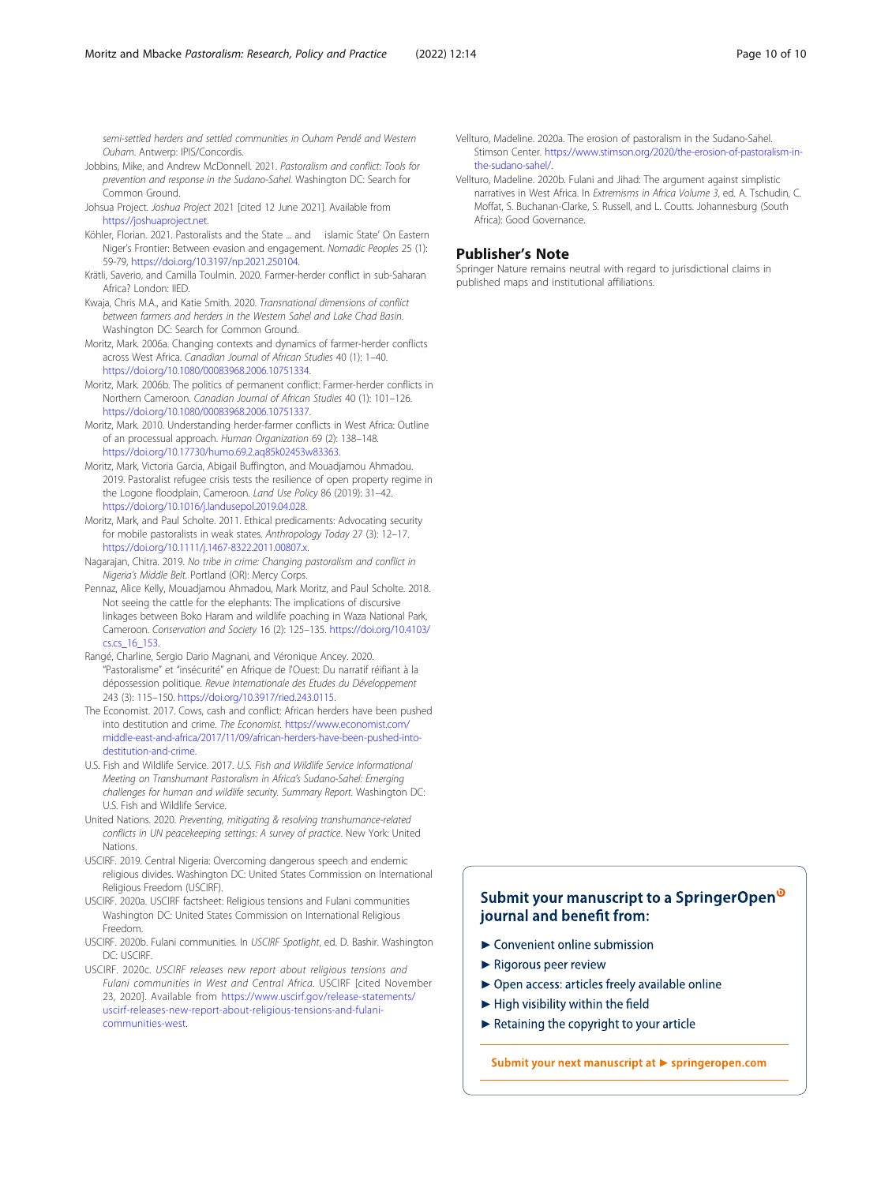*semi-settled herders and settled communities in Ouham Pendé and Western Ouham*. Antwerp: IPIS/Concordis.

Jobbins, Mike, and Andrew McDonnell. 2021. *Pastoralism and conflict: Tools for prevention and response in the Sudano-Sahel*. Washington DC: Search for Common Ground.

Johsua Project. *Joshua Project* 2021 [cited 12 June 2021]. Available from https://joshuaproject.net.

Köhler, Florian. 2021. Pastoralists and the State ... and islamic State' On Eastern Niger's Frontier: Between evasion and engagement. *Nomadic Peoples* 25 (1): 59-79, https://doi.org/10.3197/np.2021.250104.

Krätli, Saverio, and Camilla Toulmin. 2020. Farmer-herder conflict in sub-Saharan Africa? London: IIED.

Kwaja, Chris M.A., and Katie Smith. 2020. *Transnational dimensions of conflict between farmers and herders in the Western Sahel and Lake Chad Basin*. Washington DC: Search for Common Ground.

Moritz, Mark. 2006a. Changing contexts and dynamics of farmer-herder conflicts across West Africa. *Canadian Journal of African Studies* 40 (1): 1–40. https://doi.org/10.1080/00083968.2006.10751334.

Moritz, Mark. 2006b. The politics of permanent conflict: Farmer-herder conflicts in Northern Cameroon. *Canadian Journal of African Studies* 40 (1): 101–126. https://doi.org/10.1080/00083968.2006.10751337.

Moritz, Mark. 2010. Understanding herder-farmer conflicts in West Africa: Outline of an processual approach. *Human Organization* 69 (2): 138–148. https://doi.org/10.17730/humo.69.2.aq85k02453w83363.

Moritz, Mark, Victoria Garcia, Abigail Buffington, and Mouadjamou Ahmadou. 2019. Pastoralist refugee crisis tests the resilience of open property regime in the Logone floodplain, Cameroon. *Land Use Policy* 86 (2019): 31–42. https://doi.org/10.1016/j.landusepol.2019.04.028.

Moritz, Mark, and Paul Scholte. 2011. Ethical predicaments: Advocating security for mobile pastoralists in weak states. *Anthropology Today* 27 (3): 12–17. https://doi.org/10.1111/j.1467-8322.2011.00807.x.

Nagarajan, Chitra. 2019. *No tribe in crime: Changing pastoralism and conflict in Nigeria's Middle Belt*. Portland (OR): Mercy Corps.

Pennaz, Alice Kelly, Mouadjamou Ahmadou, Mark Moritz, and Paul Scholte. 2018. Not seeing the cattle for the elephants: The implications of discursive linkages between Boko Haram and wildlife poaching in Waza National Park, Cameroon. *Conservation and Society* 16 (2): 125–135. https://doi.org/10.4103/cs.cs_16_153.

Rangé, Charline, Sergio Dario Magnani, and Véronique Ancey. 2020. "Pastoralisme" et "insécurité" en Afrique de l'Ouest: Du narratif réifiant à la dépossession politique. *Revue Internationale des Etudes du Développement* 243 (3): 115–150. https://doi.org/10.3917/ried.243.0115.

The Economist. 2017. Cows, cash and conflict: African herders have been pushed into destitution and crime. *The Economist*. https://www.economist.com/middle-east-and-africa/2017/11/09/african-herders-have-been-pushed-into-destitution-and-crime.

U.S. Fish and Wildlife Service. 2017. *U.S. Fish and Wildlife Service Informational Meeting on Transhumant Pastoralism in Africa's Sudano-Sahel: Emerging challenges for human and wildlife security. Summary Report*. Washington DC: U.S. Fish and Wildlife Service.

United Nations. 2020. *Preventing, mitigating & resolving transhumance-related conflicts in UN peacekeeping settings: A survey of practice*. New York: United Nations.

USCIRF. 2019. Central Nigeria: Overcoming dangerous speech and endemic religious divides. Washington DC: United States Commission on International Religious Freedom (USCIRF).

USCIRF. 2020a. USCIRF factsheet: Religious tensions and Fulani communities Washington DC: United States Commission on International Religious Freedom.

USCIRF. 2020b. Fulani communities. In *USCIRF Spotlight*, ed. D. Bashir. Washington DC: USCIRF.

USCIRF. 2020c. *USCIRF releases new report about religious tensions and Fulani communities in West and Central Africa*. USCIRF [cited November 23, 2020]. Available from https://www.uscirf.gov/release-statements/uscirf-releases-new-report-about-religious-tensions-and-fulani-communities-west.

Vellturo, Madeline. 2020a. The erosion of pastoralism in the Sudano-Sahel. Stimson Center. https://www.stimson.org/2020/the-erosion-of-pastoralism-in-the-sudano-sahel/.

Vellturo, Madeline. 2020b. Fulani and Jihad: The argument against simplistic narratives in West Africa. In *Extremisms in Africa Volume 3*, ed. A. Tschudin, C. Moffat, S. Buchanan-Clarke, S. Russell, and L. Coutts. Johannesburg (South Africa): Good Governance.

## Publisher's Note

Springer Nature remains neutral with regard to jurisdictional claims in published maps and institutional affiliations.

**Submit your manuscript to a SpringerOpen journal and benefit from:**

- Convenient online submission
- Rigorous peer review
- Open access: articles freely available online
- High visibility within the field
- Retaining the copyright to your article

**Submit your next manuscript at ▶ springeropen.com**